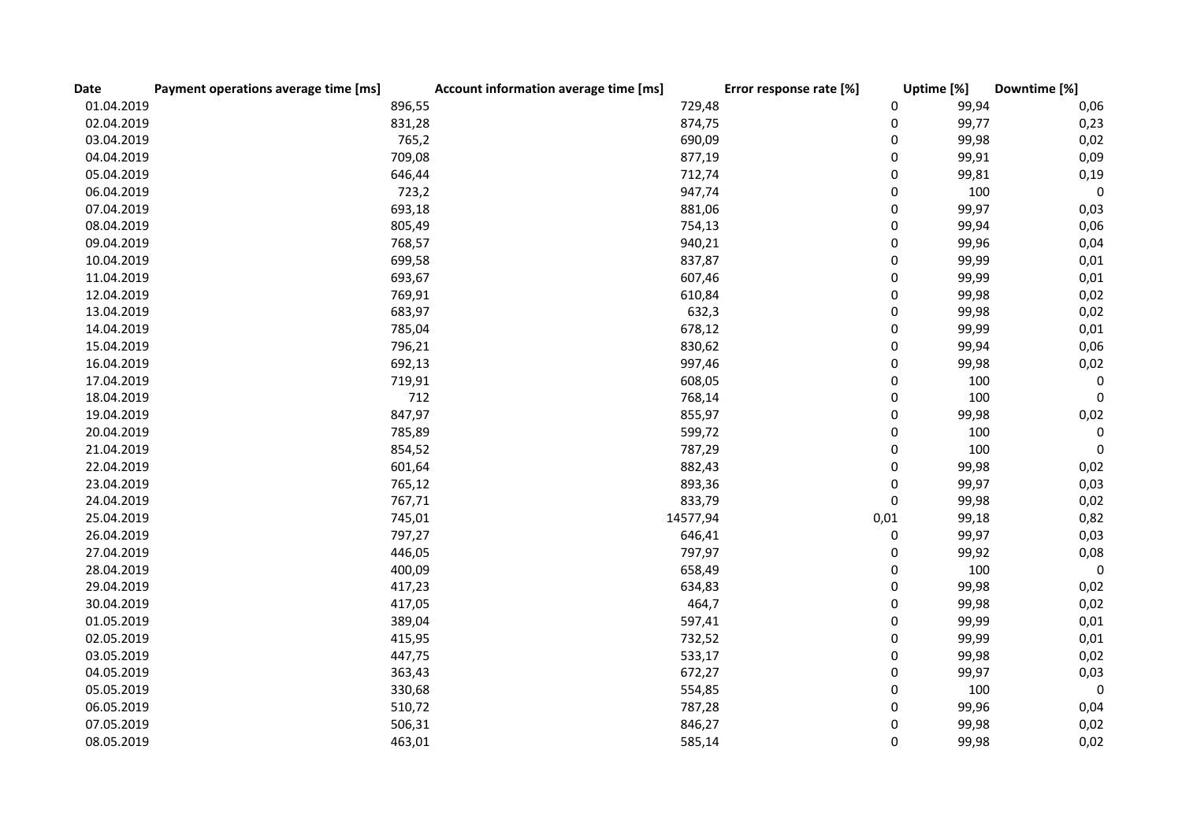| Date | Payment operations average time [ms] | Account information average time [ms] | Error response rate [%] | Uptime [%] | Downtime [%] |
|---|---|---|---|---|---|
| 01.04.2019 | 896,55 | 729,48 | 0 | 99,94 | 0,06 |
| 02.04.2019 | 831,28 | 874,75 | 0 | 99,77 | 0,23 |
| 03.04.2019 | 765,2 | 690,09 | 0 | 99,98 | 0,02 |
| 04.04.2019 | 709,08 | 877,19 | 0 | 99,91 | 0,09 |
| 05.04.2019 | 646,44 | 712,74 | 0 | 99,81 | 0,19 |
| 06.04.2019 | 723,2 | 947,74 | 0 | 100 | 0 |
| 07.04.2019 | 693,18 | 881,06 | 0 | 99,97 | 0,03 |
| 08.04.2019 | 805,49 | 754,13 | 0 | 99,94 | 0,06 |
| 09.04.2019 | 768,57 | 940,21 | 0 | 99,96 | 0,04 |
| 10.04.2019 | 699,58 | 837,87 | 0 | 99,99 | 0,01 |
| 11.04.2019 | 693,67 | 607,46 | 0 | 99,99 | 0,01 |
| 12.04.2019 | 769,91 | 610,84 | 0 | 99,98 | 0,02 |
| 13.04.2019 | 683,97 | 632,3 | 0 | 99,98 | 0,02 |
| 14.04.2019 | 785,04 | 678,12 | 0 | 99,99 | 0,01 |
| 15.04.2019 | 796,21 | 830,62 | 0 | 99,94 | 0,06 |
| 16.04.2019 | 692,13 | 997,46 | 0 | 99,98 | 0,02 |
| 17.04.2019 | 719,91 | 608,05 | 0 | 100 | 0 |
| 18.04.2019 | 712 | 768,14 | 0 | 100 | 0 |
| 19.04.2019 | 847,97 | 855,97 | 0 | 99,98 | 0,02 |
| 20.04.2019 | 785,89 | 599,72 | 0 | 100 | 0 |
| 21.04.2019 | 854,52 | 787,29 | 0 | 100 | 0 |
| 22.04.2019 | 601,64 | 882,43 | 0 | 99,98 | 0,02 |
| 23.04.2019 | 765,12 | 893,36 | 0 | 99,97 | 0,03 |
| 24.04.2019 | 767,71 | 833,79 | 0 | 99,98 | 0,02 |
| 25.04.2019 | 745,01 | 14577,94 | 0,01 | 99,18 | 0,82 |
| 26.04.2019 | 797,27 | 646,41 | 0 | 99,97 | 0,03 |
| 27.04.2019 | 446,05 | 797,97 | 0 | 99,92 | 0,08 |
| 28.04.2019 | 400,09 | 658,49 | 0 | 100 | 0 |
| 29.04.2019 | 417,23 | 634,83 | 0 | 99,98 | 0,02 |
| 30.04.2019 | 417,05 | 464,7 | 0 | 99,98 | 0,02 |
| 01.05.2019 | 389,04 | 597,41 | 0 | 99,99 | 0,01 |
| 02.05.2019 | 415,95 | 732,52 | 0 | 99,99 | 0,01 |
| 03.05.2019 | 447,75 | 533,17 | 0 | 99,98 | 0,02 |
| 04.05.2019 | 363,43 | 672,27 | 0 | 99,97 | 0,03 |
| 05.05.2019 | 330,68 | 554,85 | 0 | 100 | 0 |
| 06.05.2019 | 510,72 | 787,28 | 0 | 99,96 | 0,04 |
| 07.05.2019 | 506,31 | 846,27 | 0 | 99,98 | 0,02 |
| 08.05.2019 | 463,01 | 585,14 | 0 | 99,98 | 0,02 |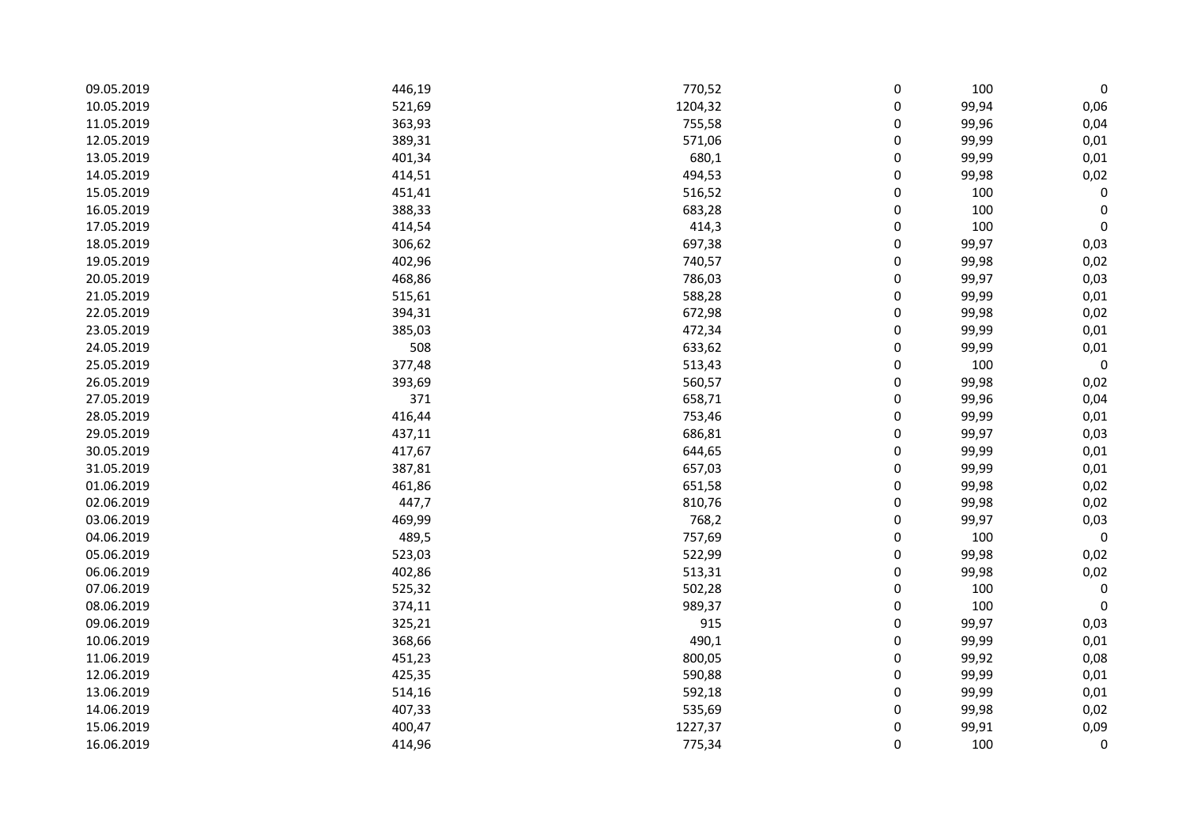| | | | | | |
|---|---|---|---|---|---|
| 09.05.2019 | 446,19 | 770,52 | 0 | 100 | 0 |
| 10.05.2019 | 521,69 | 1204,32 | 0 | 99,94 | 0,06 |
| 11.05.2019 | 363,93 | 755,58 | 0 | 99,96 | 0,04 |
| 12.05.2019 | 389,31 | 571,06 | 0 | 99,99 | 0,01 |
| 13.05.2019 | 401,34 | 680,1 | 0 | 99,99 | 0,01 |
| 14.05.2019 | 414,51 | 494,53 | 0 | 99,98 | 0,02 |
| 15.05.2019 | 451,41 | 516,52 | 0 | 100 | 0 |
| 16.05.2019 | 388,33 | 683,28 | 0 | 100 | 0 |
| 17.05.2019 | 414,54 | 414,3 | 0 | 100 | 0 |
| 18.05.2019 | 306,62 | 697,38 | 0 | 99,97 | 0,03 |
| 19.05.2019 | 402,96 | 740,57 | 0 | 99,98 | 0,02 |
| 20.05.2019 | 468,86 | 786,03 | 0 | 99,97 | 0,03 |
| 21.05.2019 | 515,61 | 588,28 | 0 | 99,99 | 0,01 |
| 22.05.2019 | 394,31 | 672,98 | 0 | 99,98 | 0,02 |
| 23.05.2019 | 385,03 | 472,34 | 0 | 99,99 | 0,01 |
| 24.05.2019 | 508 | 633,62 | 0 | 99,99 | 0,01 |
| 25.05.2019 | 377,48 | 513,43 | 0 | 100 | 0 |
| 26.05.2019 | 393,69 | 560,57 | 0 | 99,98 | 0,02 |
| 27.05.2019 | 371 | 658,71 | 0 | 99,96 | 0,04 |
| 28.05.2019 | 416,44 | 753,46 | 0 | 99,99 | 0,01 |
| 29.05.2019 | 437,11 | 686,81 | 0 | 99,97 | 0,03 |
| 30.05.2019 | 417,67 | 644,65 | 0 | 99,99 | 0,01 |
| 31.05.2019 | 387,81 | 657,03 | 0 | 99,99 | 0,01 |
| 01.06.2019 | 461,86 | 651,58 | 0 | 99,98 | 0,02 |
| 02.06.2019 | 447,7 | 810,76 | 0 | 99,98 | 0,02 |
| 03.06.2019 | 469,99 | 768,2 | 0 | 99,97 | 0,03 |
| 04.06.2019 | 489,5 | 757,69 | 0 | 100 | 0 |
| 05.06.2019 | 523,03 | 522,99 | 0 | 99,98 | 0,02 |
| 06.06.2019 | 402,86 | 513,31 | 0 | 99,98 | 0,02 |
| 07.06.2019 | 525,32 | 502,28 | 0 | 100 | 0 |
| 08.06.2019 | 374,11 | 989,37 | 0 | 100 | 0 |
| 09.06.2019 | 325,21 | 915 | 0 | 99,97 | 0,03 |
| 10.06.2019 | 368,66 | 490,1 | 0 | 99,99 | 0,01 |
| 11.06.2019 | 451,23 | 800,05 | 0 | 99,92 | 0,08 |
| 12.06.2019 | 425,35 | 590,88 | 0 | 99,99 | 0,01 |
| 13.06.2019 | 514,16 | 592,18 | 0 | 99,99 | 0,01 |
| 14.06.2019 | 407,33 | 535,69 | 0 | 99,98 | 0,02 |
| 15.06.2019 | 400,47 | 1227,37 | 0 | 99,91 | 0,09 |
| 16.06.2019 | 414,96 | 775,34 | 0 | 100 | 0 |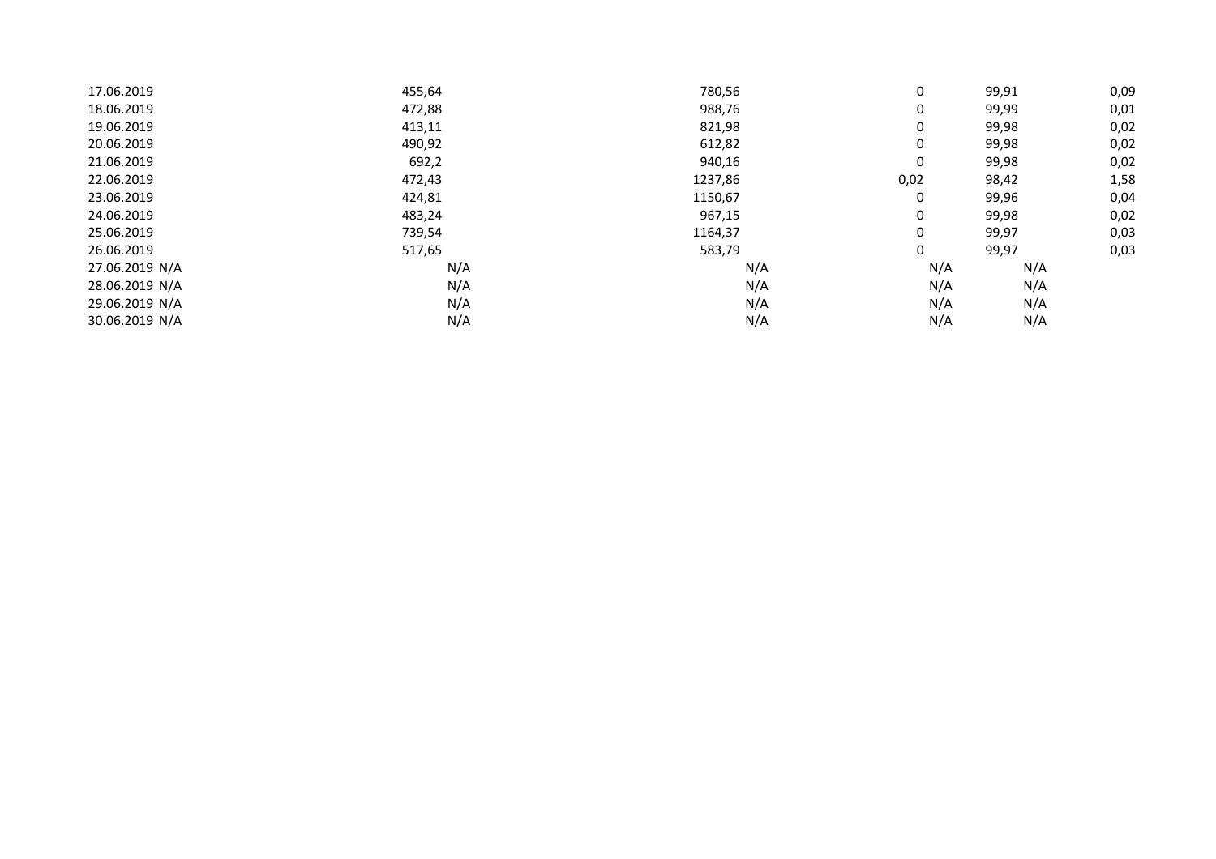| | | | | | |
|---|---|---|---|---|---|
| 17.06.2019 | 455,64 | 780,56 | 0 | 99,91 | 0,09 |
| 18.06.2019 | 472,88 | 988,76 | 0 | 99,99 | 0,01 |
| 19.06.2019 | 413,11 | 821,98 | 0 | 99,98 | 0,02 |
| 20.06.2019 | 490,92 | 612,82 | 0 | 99,98 | 0,02 |
| 21.06.2019 | 692,2 | 940,16 | 0 | 99,98 | 0,02 |
| 22.06.2019 | 472,43 | 1237,86 | 0,02 | 98,42 | 1,58 |
| 23.06.2019 | 424,81 | 1150,67 | 0 | 99,96 | 0,04 |
| 24.06.2019 | 483,24 | 967,15 | 0 | 99,98 | 0,02 |
| 25.06.2019 | 739,54 | 1164,37 | 0 | 99,97 | 0,03 |
| 26.06.2019 | 517,65 | 583,79 | 0 | 99,97 | 0,03 |
| 27.06.2019 | N/A | N/A | N/A | N/A | N/A |
| 28.06.2019 | N/A | N/A | N/A | N/A | N/A |
| 29.06.2019 | N/A | N/A | N/A | N/A | N/A |
| 30.06.2019 | N/A | N/A | N/A | N/A | N/A |